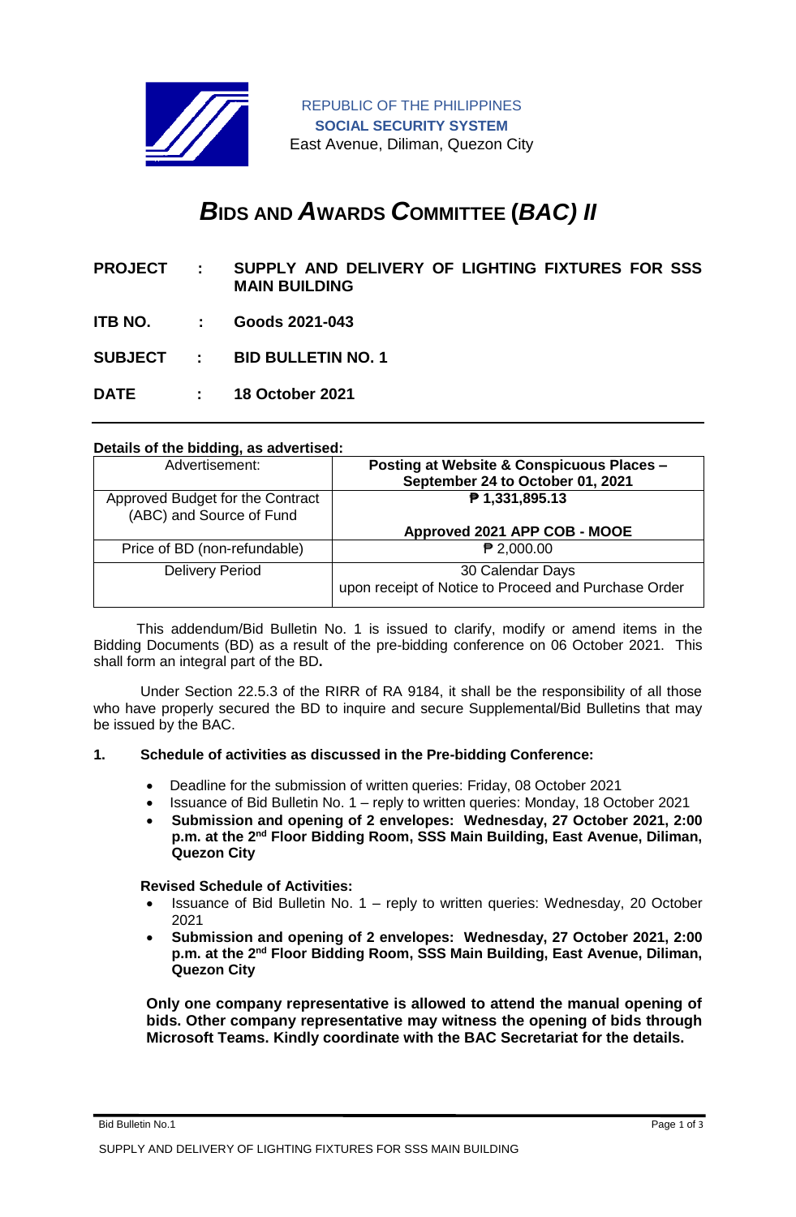REPUBLIC OF THE PHILIPPINES
**SOCIAL SECURITY SYSTEM**
East Avenue, Diliman, Quezon City

# ***B*IDS AND *A*WARDS *C*OMMITTEE (*BAC) II***

**PROJECT : SUPPLY AND DELIVERY OF LIGHTING FIXTURES FOR SSS MAIN BUILDING**

**ITB NO. : Goods 2021-043**

**SUBJECT : BID BULLETIN NO. 1**

**DATE : 18 October 2021**

---

**Details of the bidding, as advertised:**

| Advertisement: | **Posting at Website & Conspicuous Places – September 24 to October 01, 2021** |
|---|---|
| Approved Budget for the Contract (ABC) and Source of Fund | **₱ 1,331,895.13**<br><br>**Approved 2021 APP COB - MOOE** |
| Price of BD (non-refundable) | ₱ 2,000.00 |
| Delivery Period | 30 Calendar Days<br>upon receipt of Notice to Proceed and Purchase Order |

This addendum/Bid Bulletin No. 1 is issued to clarify, modify or amend items in the Bidding Documents (BD) as a result of the pre-bidding conference on 06 October 2021. This shall form an integral part of the BD**.**

Under Section 22.5.3 of the RIRR of RA 9184, it shall be the responsibility of all those who have properly secured the BD to inquire and secure Supplemental/Bid Bulletins that may be issued by the BAC.

**1. Schedule of activities as discussed in the Pre-bidding Conference:**

- Deadline for the submission of written queries: Friday, 08 October 2021
- Issuance of Bid Bulletin No. 1 – reply to written queries: Monday, 18 October 2021
- **Submission and opening of 2 envelopes: Wednesday, 27 October 2021, 2:00 p.m. at the 2nd Floor Bidding Room, SSS Main Building, East Avenue, Diliman, Quezon City**

**Revised Schedule of Activities:**

- Issuance of Bid Bulletin No. 1 – reply to written queries: Wednesday, 20 October 2021
- **Submission and opening of 2 envelopes: Wednesday, 27 October 2021, 2:00 p.m. at the 2nd Floor Bidding Room, SSS Main Building, East Avenue, Diliman, Quezon City**

**Only one company representative is allowed to attend the manual opening of bids. Other company representative may witness the opening of bids through Microsoft Teams. Kindly coordinate with the BAC Secretariat for the details.**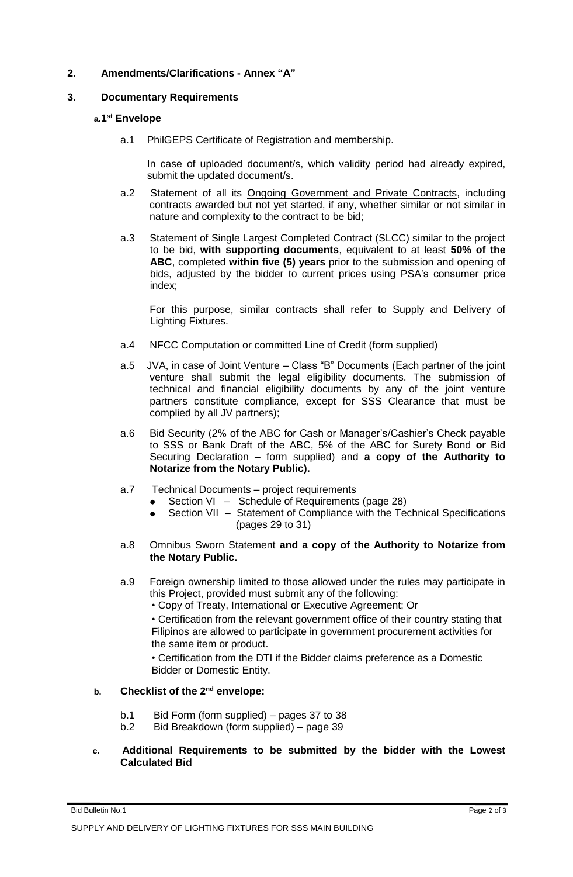## 2. Amendments/Clarifications - Annex "A"

## 3. Documentary Requirements

### a. 1st Envelope

a.1 PhilGEPS Certificate of Registration and membership.

In case of uploaded document/s, which validity period had already expired, submit the updated document/s.

a.2 Statement of all its Ongoing Government and Private Contracts, including contracts awarded but not yet started, if any, whether similar or not similar in nature and complexity to the contract to be bid;

a.3 Statement of Single Largest Completed Contract (SLCC) similar to the project to be bid, **with supporting documents**, equivalent to at least **50% of the ABC**, completed **within five (5) years** prior to the submission and opening of bids, adjusted by the bidder to current prices using PSA's consumer price index;

For this purpose, similar contracts shall refer to Supply and Delivery of Lighting Fixtures.

a.4 NFCC Computation or committed Line of Credit (form supplied)

a.5 JVA, in case of Joint Venture – Class "B" Documents (Each partner of the joint venture shall submit the legal eligibility documents. The submission of technical and financial eligibility documents by any of the joint venture partners constitute compliance, except for SSS Clearance that must be complied by all JV partners);

a.6 Bid Security (2% of the ABC for Cash or Manager's/Cashier's Check payable to SSS or Bank Draft of the ABC, 5% of the ABC for Surety Bond **or** Bid Securing Declaration – form supplied) and **a copy of the Authority to Notarize from the Notary Public).**

a.7 Technical Documents – project requirements
- Section VI – Schedule of Requirements (page 28)
- Section VII – Statement of Compliance with the Technical Specifications (pages 29 to 31)

a.8 Omnibus Sworn Statement **and a copy of the Authority to Notarize from the Notary Public.**

a.9 Foreign ownership limited to those allowed under the rules may participate in this Project, provided must submit any of the following:
- Copy of Treaty, International or Executive Agreement; Or
- Certification from the relevant government office of their country stating that Filipinos are allowed to participate in government procurement activities for the same item or product.
- Certification from the DTI if the Bidder claims preference as a Domestic Bidder or Domestic Entity.

### b. Checklist of the 2nd envelope:

b.1 Bid Form (form supplied) – pages 37 to 38

b.2 Bid Breakdown (form supplied) – page 39

### c. Additional Requirements to be submitted by the bidder with the Lowest Calculated Bid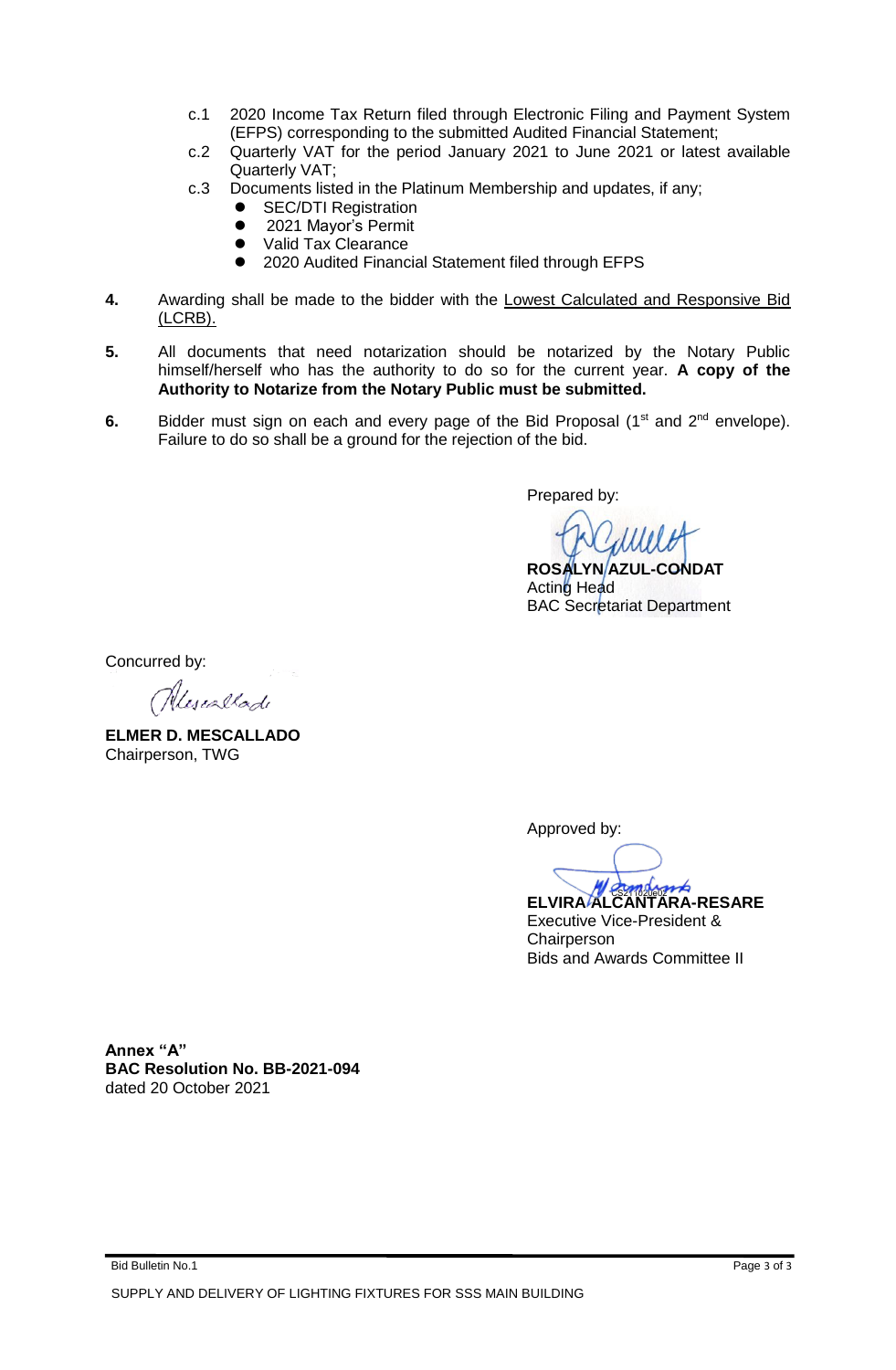c.1 2020 Income Tax Return filed through Electronic Filing and Payment System (EFPS) corresponding to the submitted Audited Financial Statement;

c.2 Quarterly VAT for the period January 2021 to June 2021 or latest available Quarterly VAT;

c.3 Documents listed in the Platinum Membership and updates, if any;

- SEC/DTI Registration
- 2021 Mayor's Permit
- Valid Tax Clearance
- 2020 Audited Financial Statement filed through EFPS

**4.** Awarding shall be made to the bidder with the Lowest Calculated and Responsive Bid (LCRB).

**5.** All documents that need notarization should be notarized by the Notary Public himself/herself who has the authority to do so for the current year. **A copy of the Authority to Notarize from the Notary Public must be submitted.**

**6.** Bidder must sign on each and every page of the Bid Proposal (1st and 2nd envelope). Failure to do so shall be a ground for the rejection of the bid.

Prepared by:

**ROSALYN AZUL-CONDAT**
Acting Head
BAC Secretariat Department

Concurred by:

**ELMER D. MESCALLADO**
Chairperson, TWG

Approved by:

**ELVIRA ALCANTARA-RESARE**
Executive Vice-President &
Chairperson
Bids and Awards Committee II

**Annex "A"**
**BAC Resolution No. BB-2021-094**
dated 20 October 2021

Bid Bulletin No.1

SUPPLY AND DELIVERY OF LIGHTING FIXTURES FOR SSS MAIN BUILDING